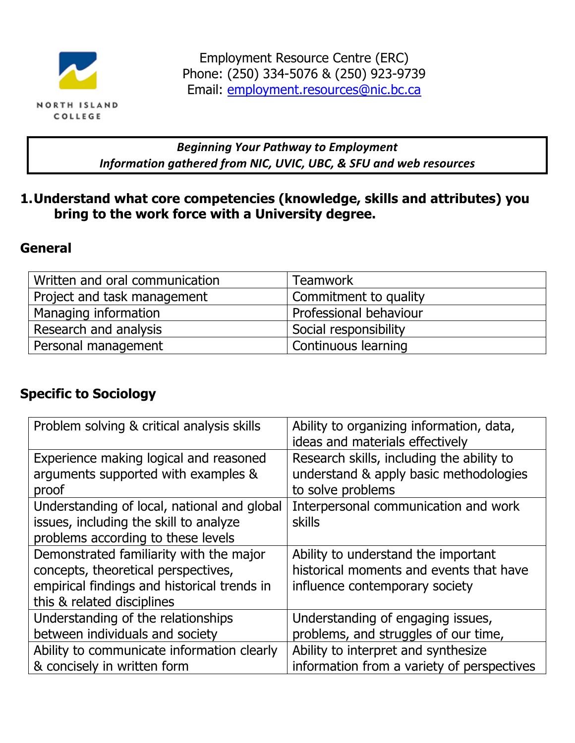Employment Resource Centre (ERC)
Phone: (250) 334-5076 & (250) 923-9739
Email: employment.resources@nic.bc.ca

***Beginning Your Pathway to Employment***
***Information gathered from NIC, UVIC, UBC, & SFU and web resources***

## 1. Understand what core competencies (knowledge, skills and attributes) you bring to the work force with a University degree.

### General

| Written and oral communication | Teamwork |
|---|---|
| Project and task management | Commitment to quality |
| Managing information | Professional behaviour |
| Research and analysis | Social responsibility |
| Personal management | Continuous learning |

### Specific to Sociology

| Problem solving & critical analysis skills | Ability to organizing information, data, ideas and materials effectively |
|---|---|
| Experience making logical and reasoned arguments supported with examples & proof | Research skills, including the ability to understand & apply basic methodologies to solve problems |
| Understanding of local, national and global issues, including the skill to analyze problems according to these levels | Interpersonal communication and work skills |
| Demonstrated familiarity with the major concepts, theoretical perspectives, empirical findings and historical trends in this & related disciplines | Ability to understand the important historical moments and events that have influence contemporary society |
| Understanding of the relationships between individuals and society | Understanding of engaging issues, problems, and struggles of our time, |
| Ability to communicate information clearly & concisely in written form | Ability to interpret and synthesize information from a variety of perspectives |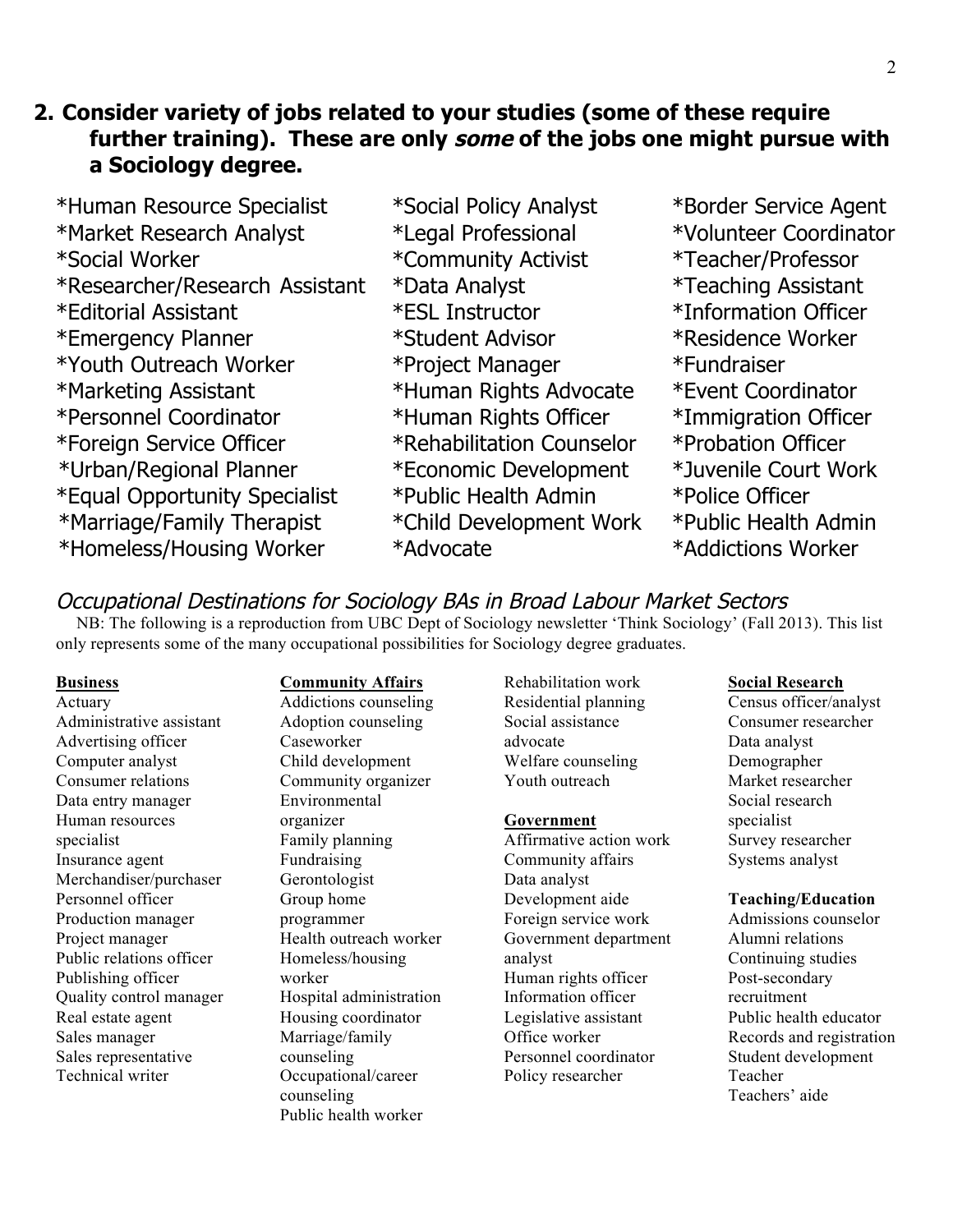## 2. Consider variety of jobs related to your studies (some of these require further training). These are only *some* of the jobs one might pursue with a Sociology degree.

*Human Resource Specialist
*Market Research Analyst
*Social Worker
*Researcher/Research Assistant
*Editorial Assistant
*Emergency Planner
*Youth Outreach Worker
*Marketing Assistant
*Personnel Coordinator
*Foreign Service Officer
*Urban/Regional Planner
*Equal Opportunity Specialist
*Marriage/Family Therapist
*Homeless/Housing Worker

*Social Policy Analyst
*Legal Professional
*Community Activist
*Data Analyst
*ESL Instructor
*Student Advisor
*Project Manager
*Human Rights Advocate
*Human Rights Officer
*Rehabilitation Counselor
*Economic Development
*Public Health Admin
*Child Development Work
*Advocate

*Border Service Agent
*Volunteer Coordinator
*Teacher/Professor
*Teaching Assistant
*Information Officer
*Residence Worker
*Fundraiser
*Event Coordinator
*Immigration Officer
*Probation Officer
*Juvenile Court Work
*Police Officer
*Public Health Admin
*Addictions Worker

### *Occupational Destinations for Sociology BAs in Broad Labour Market Sectors*

NB: The following is a reproduction from UBC Dept of Sociology newsletter 'Think Sociology' (Fall 2013). This list only represents some of the many occupational possibilities for Sociology degree graduates.

**Business**

Actuary
Administrative assistant
Advertising officer
Computer analyst
Consumer relations
Data entry manager
Human resources specialist
Insurance agent
Merchandiser/purchaser
Personnel officer
Production manager
Project manager
Public relations officer
Publishing officer
Quality control manager
Real estate agent
Sales manager
Sales representative
Technical writer

**Community Affairs**

Addictions counseling
Adoption counseling
Caseworker
Child development
Community organizer
Environmental organizer
Family planning
Fundraising
Gerontologist
Group home programmer
Health outreach worker
Homeless/housing worker
Hospital administration
Housing coordinator
Marriage/family counseling
Occupational/career counseling
Public health worker
Rehabilitation work
Residential planning
Social assistance advocate
Welfare counseling
Youth outreach

**Government**

Affirmative action work
Community affairs
Data analyst
Development aide
Foreign service work
Government department analyst
Human rights officer
Information officer
Legislative assistant
Office worker
Personnel coordinator
Policy researcher

**Social Research**

Census officer/analyst
Consumer researcher
Data analyst
Demographer
Market researcher
Social research specialist
Survey researcher
Systems analyst

**Teaching/Education**

Admissions counselor
Alumni relations
Continuing studies
Post-secondary recruitment
Public health educator
Records and registration
Student development
Teacher
Teachers' aide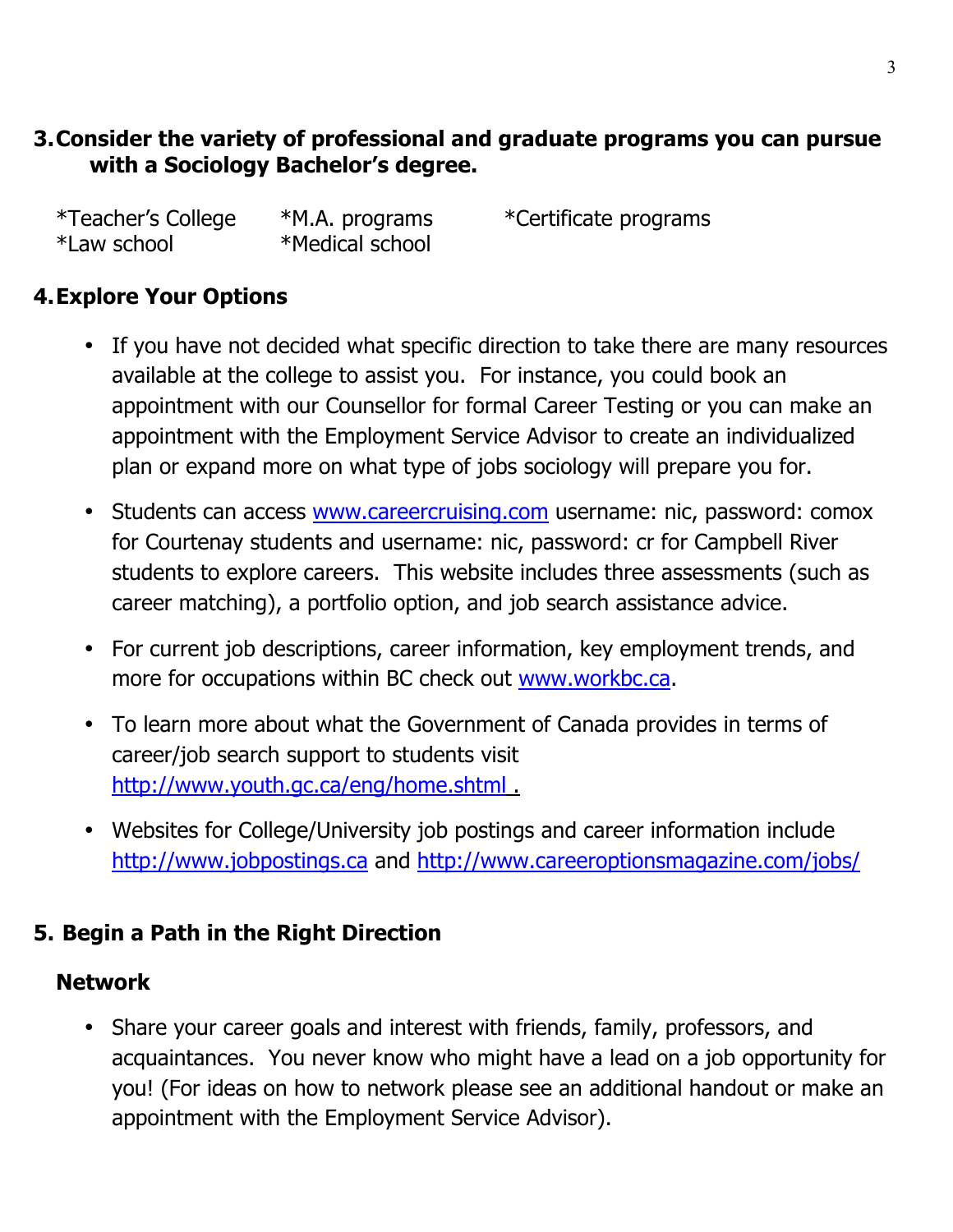## 3. Consider the variety of professional and graduate programs you can pursue with a Sociology Bachelor's degree.

*Teacher's College *M.A. programs *Certificate programs
*Law school *Medical school

## 4. Explore Your Options

- If you have not decided what specific direction to take there are many resources available at the college to assist you. For instance, you could book an appointment with our Counsellor for formal Career Testing or you can make an appointment with the Employment Service Advisor to create an individualized plan or expand more on what type of jobs sociology will prepare you for.
- Students can access www.careercruising.com username: nic, password: comox for Courtenay students and username: nic, password: cr for Campbell River students to explore careers. This website includes three assessments (such as career matching), a portfolio option, and job search assistance advice.
- For current job descriptions, career information, key employment trends, and more for occupations within BC check out www.workbc.ca.
- To learn more about what the Government of Canada provides in terms of career/job search support to students visit http://www.youth.gc.ca/eng/home.shtml .
- Websites for College/University job postings and career information include http://www.jobpostings.ca and http://www.careeroptionsmagazine.com/jobs/

## 5. Begin a Path in the Right Direction

### Network

- Share your career goals and interest with friends, family, professors, and acquaintances. You never know who might have a lead on a job opportunity for you! (For ideas on how to network please see an additional handout or make an appointment with the Employment Service Advisor).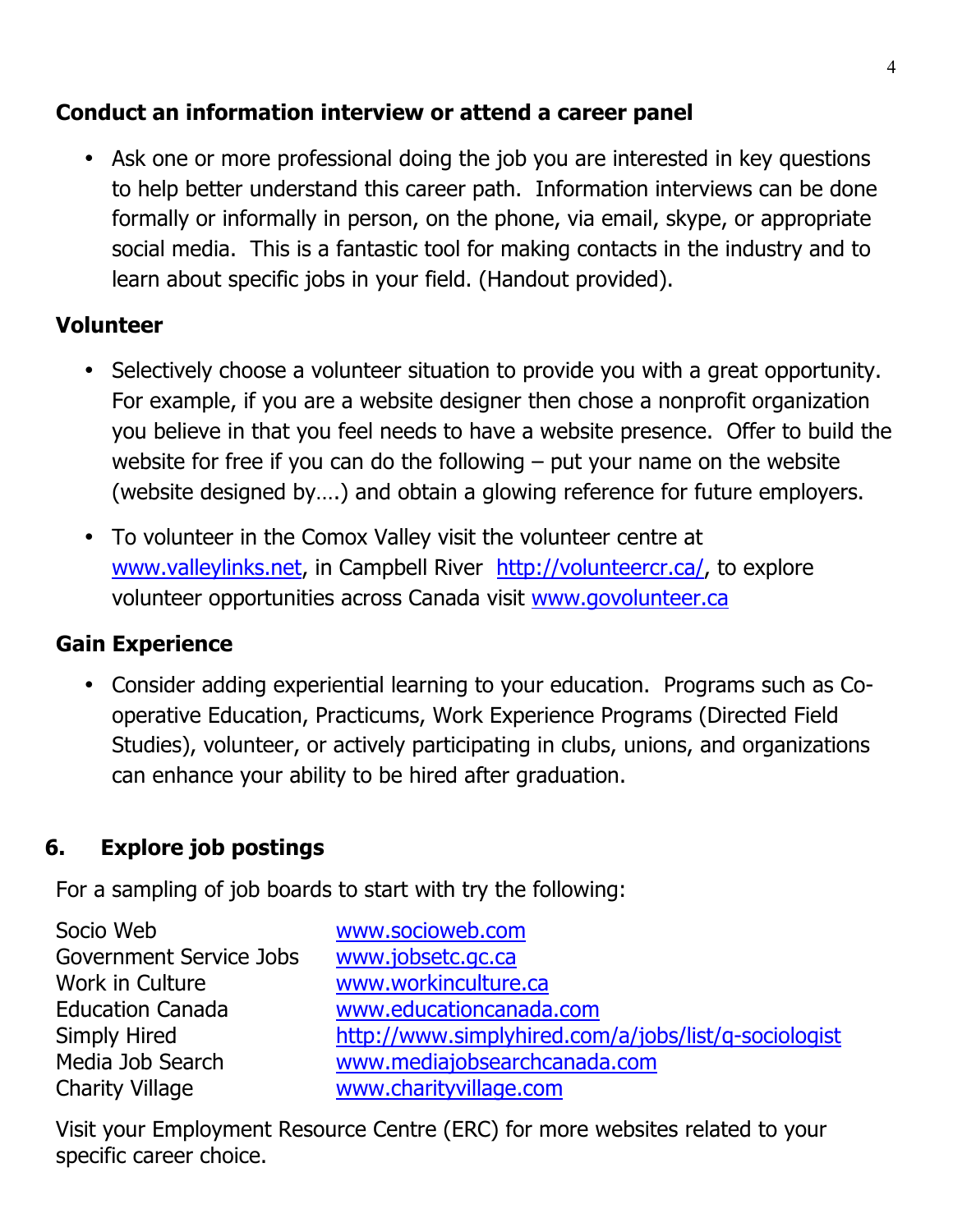### Conduct an information interview or attend a career panel

- Ask one or more professional doing the job you are interested in key questions to help better understand this career path. Information interviews can be done formally or informally in person, on the phone, via email, skype, or appropriate social media. This is a fantastic tool for making contacts in the industry and to learn about specific jobs in your field. (Handout provided).

### Volunteer

- Selectively choose a volunteer situation to provide you with a great opportunity. For example, if you are a website designer then chose a nonprofit organization you believe in that you feel needs to have a website presence. Offer to build the website for free if you can do the following – put your name on the website (website designed by….) and obtain a glowing reference for future employers.
- To volunteer in the Comox Valley visit the volunteer centre at www.valleylinks.net, in Campbell River http://volunteercr.ca/, to explore volunteer opportunities across Canada visit www.govolunteer.ca

### Gain Experience

- Consider adding experiential learning to your education. Programs such as Co-operative Education, Practicums, Work Experience Programs (Directed Field Studies), volunteer, or actively participating in clubs, unions, and organizations can enhance your ability to be hired after graduation.

## 6. Explore job postings

For a sampling of job boards to start with try the following:

| | |
|---|---|
| Socio Web | www.socioweb.com |
| Government Service Jobs | www.jobsetc.gc.ca |
| Work in Culture | www.workinculture.ca |
| Education Canada | www.educationcanada.com |
| Simply Hired | http://www.simplyhired.com/a/jobs/list/q-sociologist |
| Media Job Search | www.mediajobsearchcanada.com |
| Charity Village | www.charityvillage.com |

Visit your Employment Resource Centre (ERC) for more websites related to your specific career choice.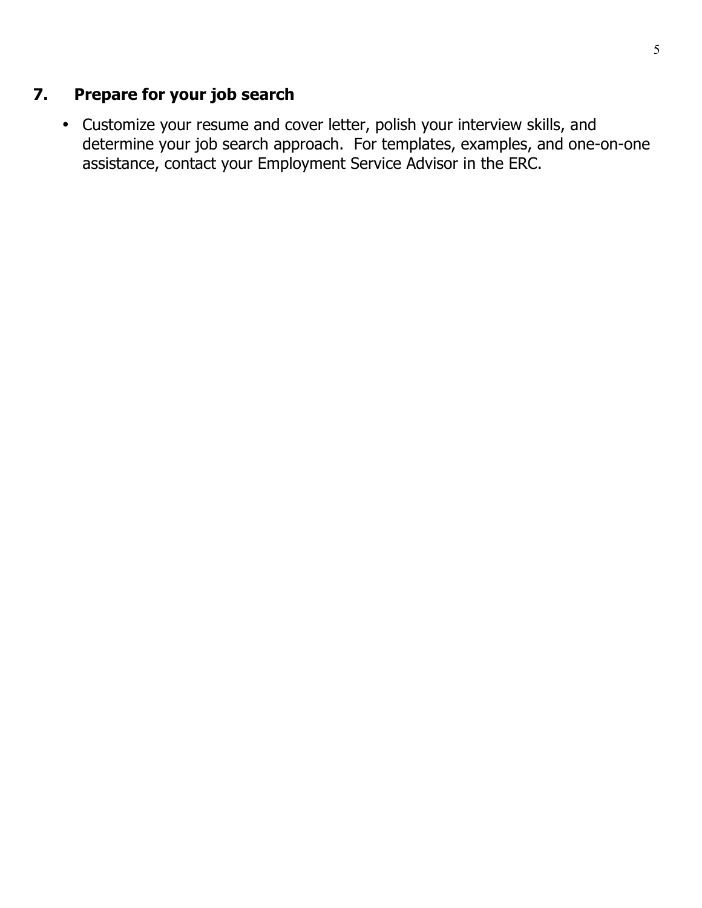## 7. Prepare for your job search

- Customize your resume and cover letter, polish your interview skills, and determine your job search approach. For templates, examples, and one-on-one assistance, contact your Employment Service Advisor in the ERC.